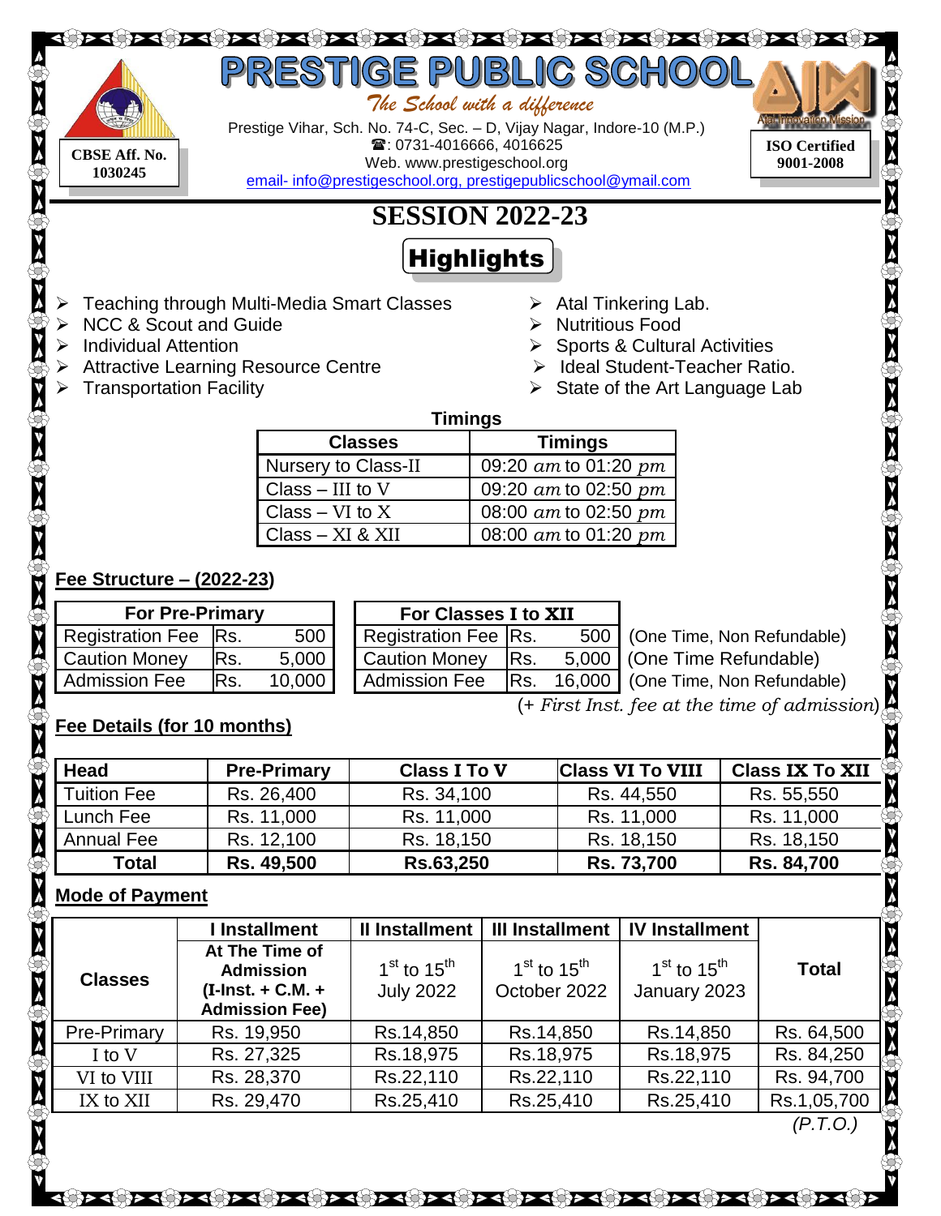# PRESTIGE PUBLIC SCHOOL

*The School with a difference*

Prestige Vihar, Sch. No. 74-C, Sec. – D, Vijay Nagar, Indore-10 (M.P.)
☎: 0731-4016666, 4016625
Web. www.prestigeschool.org
email- info@prestigeschool.org, prestigepublicschool@ymail.com

**CBSE Aff. No. 1030245**

Atal Innovation Mission

**ISO Certified 9001-2008**

## SESSION 2022-23

### Highlights

- Teaching through Multi-Media Smart Classes
- NCC & Scout and Guide
- Individual Attention
- Attractive Learning Resource Centre
- Transportation Facility
- Atal Tinkering Lab.
- Nutritious Food
- Sports & Cultural Activities
- Ideal Student-Teacher Ratio.
- State of the Art Language Lab

**Timings**

| Classes | Timings |
|---|---|
| Nursery to Class-II | 09:20 *am* to 01:20 *pm* |
| Class – III to V | 09:20 *am* to 02:50 *pm* |
| Class – VI to X | 08:00 *am* to 02:50 *pm* |
| Class – XI & XII | 08:00 *am* to 01:20 *pm* |

**Fee Structure – (2022-23)**

| For Pre-Primary | | |
|---|---|---|
| Registration Fee | Rs. | 500 |
| Caution Money | Rs. | 5,000 |
| Admission Fee | Rs. | 10,000 |

| For Classes I to XII | | | |
|---|---|---|---|
| Registration Fee | Rs. | 500 | (One Time, Non Refundable) |
| Caution Money | Rs. | 5,000 | (One Time Refundable) |
| Admission Fee | Rs. | 16,000 | (One Time, Non Refundable) |

(+ *First Inst. fee at the time of admission*)

**Fee Details (for 10 months)**

| Head | Pre-Primary | Class I To V | Class VI To VIII | Class IX To XII |
|---|---|---|---|---|
| Tuition Fee | Rs. 26,400 | Rs. 34,100 | Rs. 44,550 | Rs. 55,550 |
| Lunch Fee | Rs. 11,000 | Rs. 11,000 | Rs. 11,000 | Rs. 11,000 |
| Annual Fee | Rs. 12,100 | Rs. 18,150 | Rs. 18,150 | Rs. 18,150 |
| **Total** | **Rs. 49,500** | **Rs.63,250** | **Rs. 73,700** | **Rs. 84,700** |

**Mode of Payment**

| Classes | I Installment | II Installment | III Installment | IV Installment | Total |
|---|---|---|---|---|---|
| | At The Time of Admission (I-Inst. + C.M. + Admission Fee) | 1st to 15th July 2022 | 1st to 15th October 2022 | 1st to 15th January 2023 | |
| Pre-Primary | Rs. 19,950 | Rs.14,850 | Rs.14,850 | Rs.14,850 | Rs. 64,500 |
| I to V | Rs. 27,325 | Rs.18,975 | Rs.18,975 | Rs.18,975 | Rs. 84,250 |
| VI to VIII | Rs. 28,370 | Rs.22,110 | Rs.22,110 | Rs.22,110 | Rs. 94,700 |
| IX to XII | Rs. 29,470 | Rs.25,410 | Rs.25,410 | Rs.25,410 | Rs.1,05,700 |

*(P.T.O.)*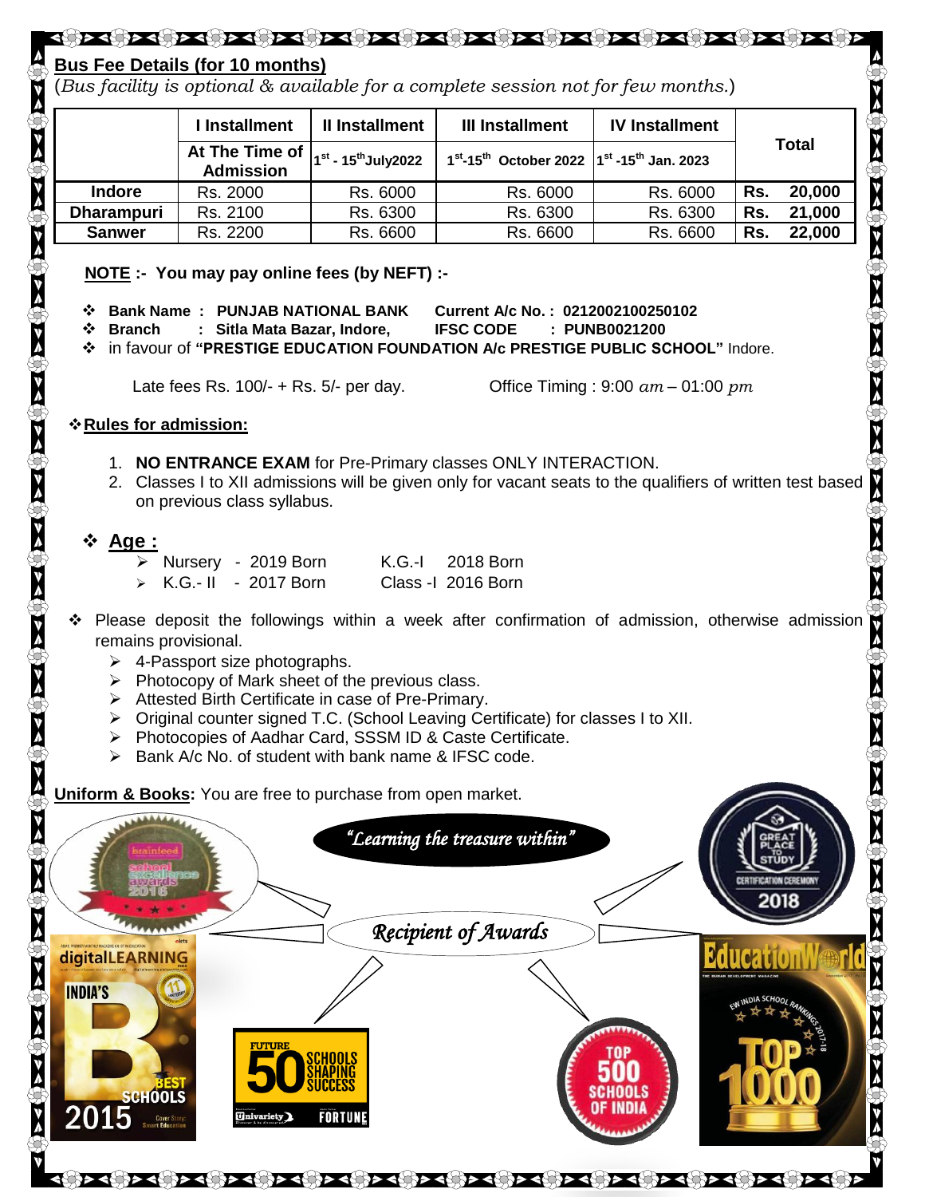## Bus Fee Details (for 10 months)

(*Bus facility is optional & available for a complete session not for few months.*)

| | I Installment | II Installment | III Installment | IV Installment | Total |
|---|---|---|---|---|---|
| | At The Time of Admission | 1st - 15th July2022 | 1st-15th October 2022 | 1st -15th Jan. 2023 | |
| **Indore** | Rs. 2000 | Rs. 6000 | Rs. 6000 | Rs. 6000 | **Rs. 20,000** |
| **Dharampuri** | Rs. 2100 | Rs. 6300 | Rs. 6300 | Rs. 6300 | **Rs. 21,000** |
| **Sanwer** | Rs. 2200 | Rs. 6600 | Rs. 6600 | Rs. 6600 | **Rs. 22,000** |

**NOTE :- You may pay online fees (by NEFT) :-**

- **Bank Name : PUNJAB NATIONAL BANK Current A/c No. : 0212002100250102**
- **Branch : Sitla Mata Bazar, Indore, IFSC CODE : PUNB0021200**
- in favour of **"PRESTIGE EDUCATION FOUNDATION A/c PRESTIGE PUBLIC SCHOOL"** Indore.

Late fees Rs. 100/- + Rs. 5/- per day. Office Timing : 9:00 *am* – 01:00 *pm*

### Rules for admission:

1. **NO ENTRANCE EXAM** for Pre-Primary classes ONLY INTERACTION.
2. Classes I to XII admissions will be given only for vacant seats to the qualifiers of written test based on previous class syllabus.

### Age :

- Nursery - 2019 Born
- K.G.-I 2018 Born
- K.G.- II - 2017 Born
- Class -I 2016 Born

- Please deposit the followings within a week after confirmation of admission, otherwise admission remains provisional.
  - 4-Passport size photographs.
  - Photocopy of Mark sheet of the previous class.
  - Attested Birth Certificate in case of Pre-Primary.
  - Original counter signed T.C. (School Leaving Certificate) for classes I to XII.
  - Photocopies of Aadhar Card, SSSM ID & Caste Certificate.
  - Bank A/c No. of student with bank name & IFSC code.

**Uniform & Books:** You are free to purchase from open market.

*"Learning the treasure within"*

*Recipient of Awards*